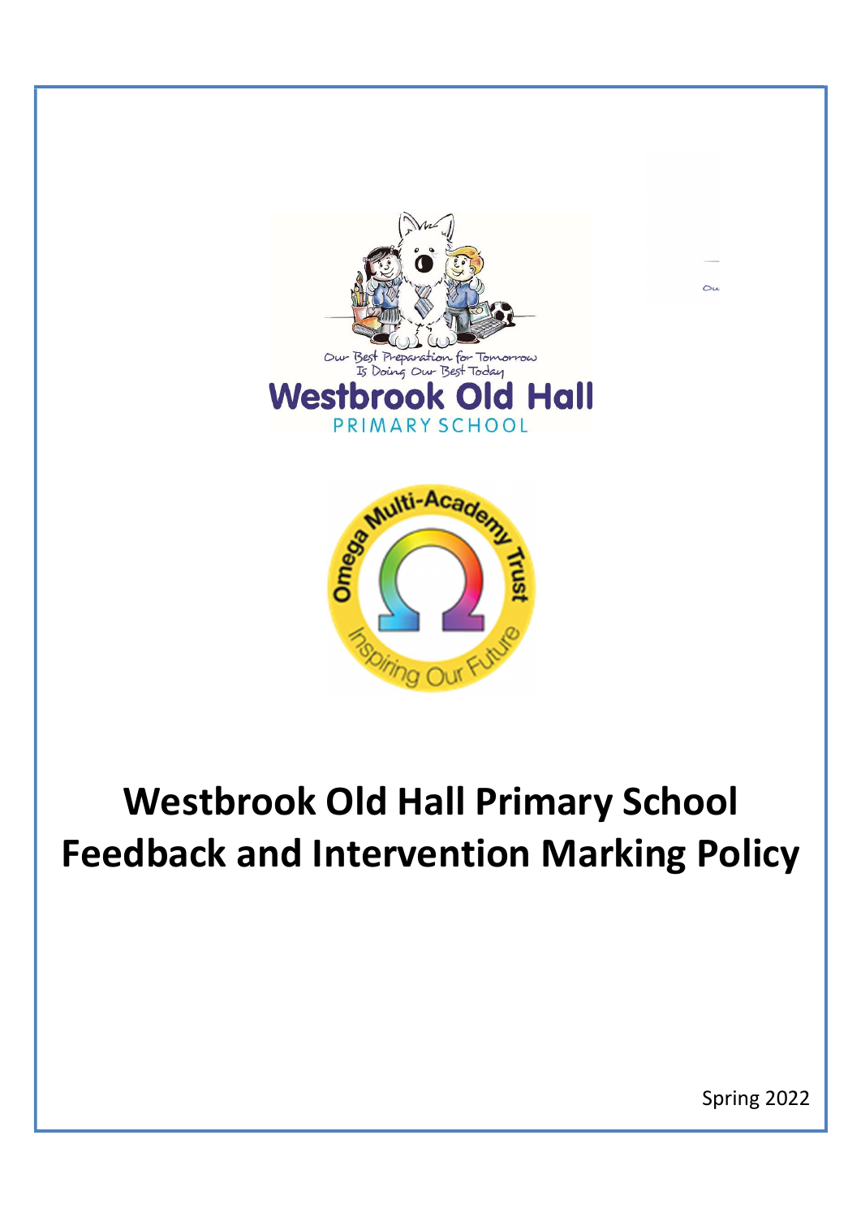# Westbrook Old Hall Primary School Feedback and Intervention Marking Policy

Spring 2022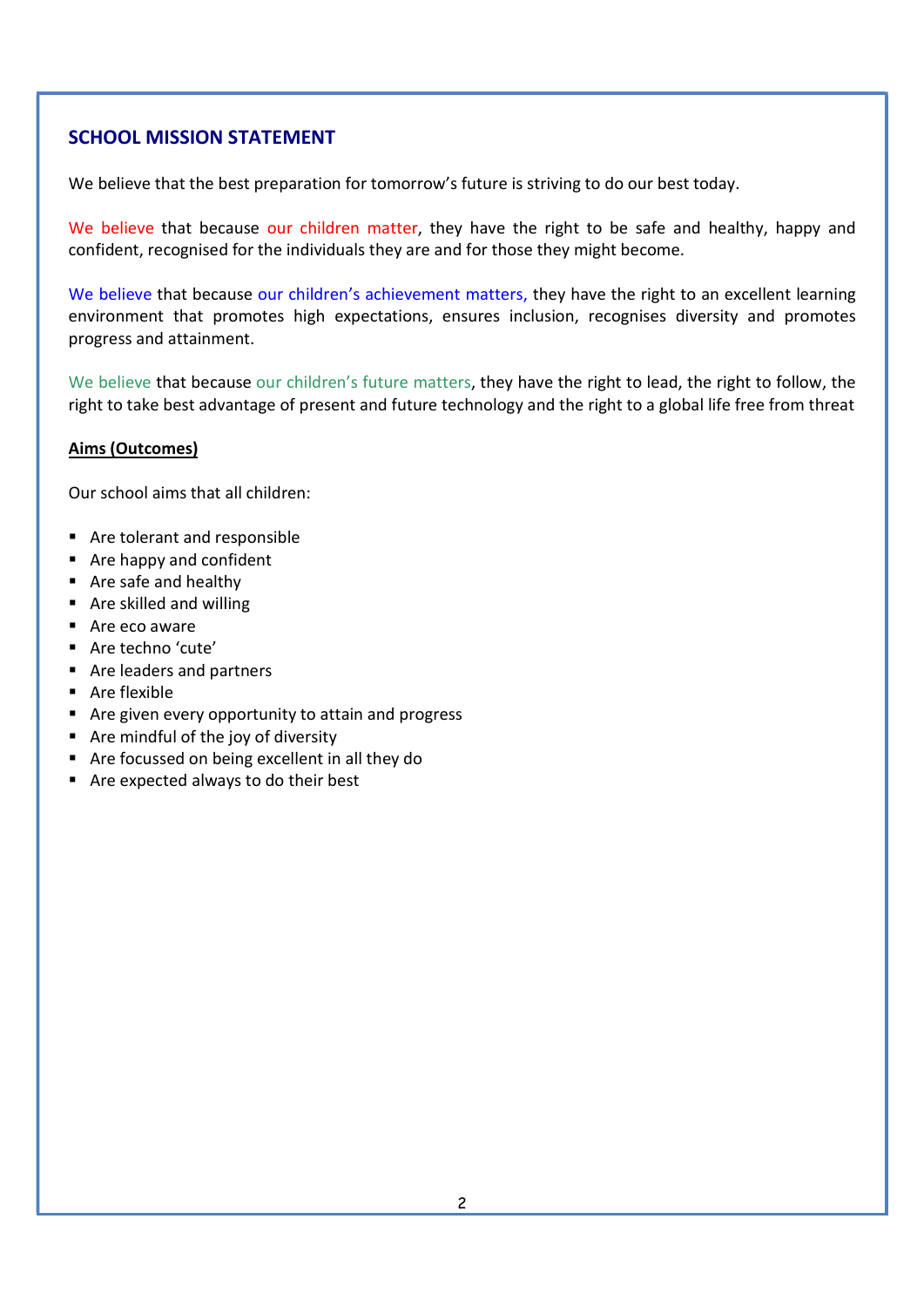## SCHOOL MISSION STATEMENT

We believe that the best preparation for tomorrow's future is striving to do our best today.

We believe that because our children matter, they have the right to be safe and healthy, happy and confident, recognised for the individuals they are and for those they might become.

We believe that because our children's achievement matters, they have the right to an excellent learning environment that promotes high expectations, ensures inclusion, recognises diversity and promotes progress and attainment.

We believe that because our children's future matters, they have the right to lead, the right to follow, the right to take best advantage of present and future technology and the right to a global life free from threat

**Aims (Outcomes)**

Our school aims that all children:

- Are tolerant and responsible
- Are happy and confident
- Are safe and healthy
- Are skilled and willing
- Are eco aware
- Are techno 'cute'
- Are leaders and partners
- Are flexible
- Are given every opportunity to attain and progress
- Are mindful of the joy of diversity
- Are focussed on being excellent in all they do
- Are expected always to do their best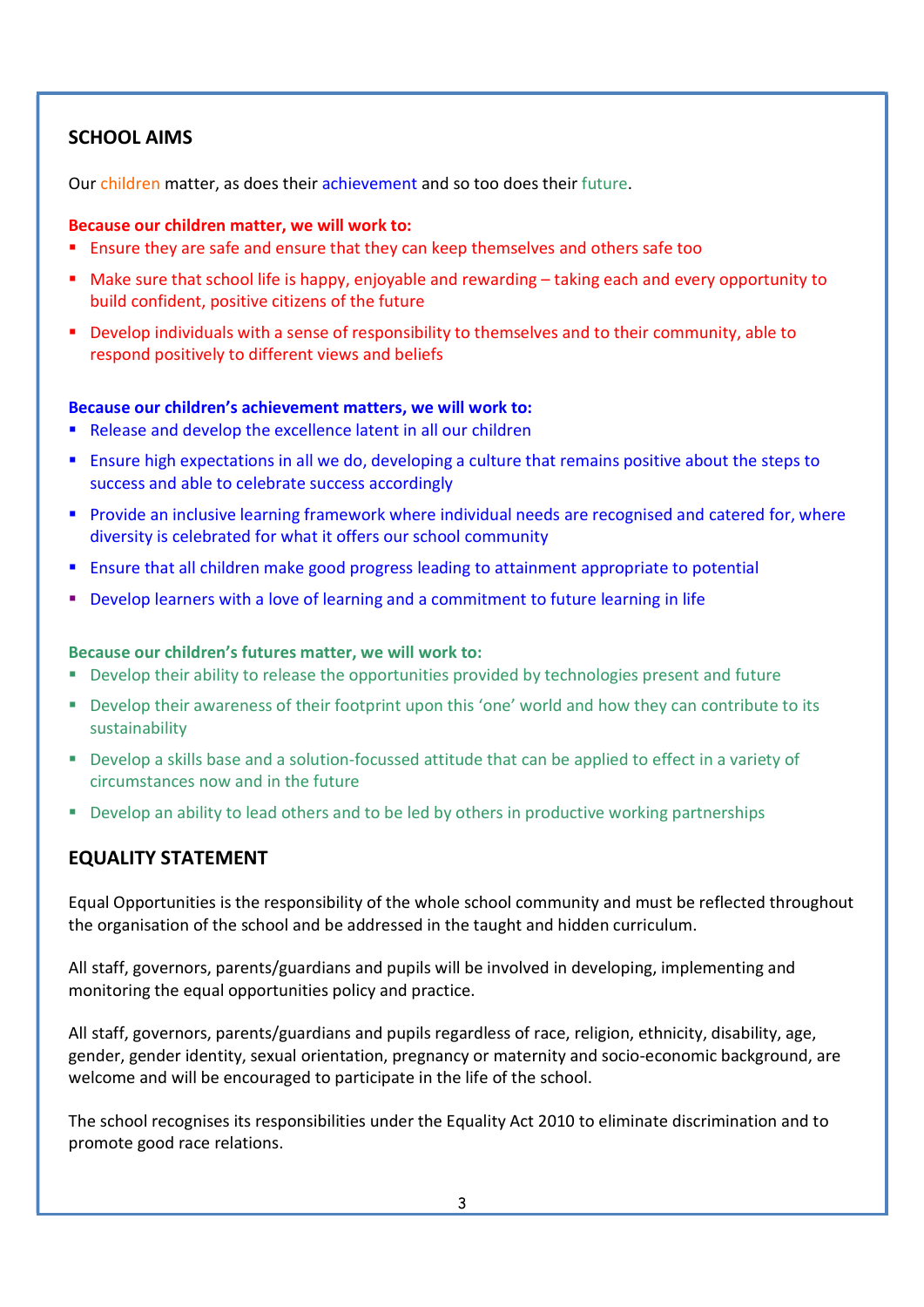## SCHOOL AIMS

Our children matter, as does their achievement and so too does their future.

**Because our children matter, we will work to:**

- Ensure they are safe and ensure that they can keep themselves and others safe too
- Make sure that school life is happy, enjoyable and rewarding – taking each and every opportunity to build confident, positive citizens of the future
- Develop individuals with a sense of responsibility to themselves and to their community, able to respond positively to different views and beliefs

**Because our children's achievement matters, we will work to:**

- Release and develop the excellence latent in all our children
- Ensure high expectations in all we do, developing a culture that remains positive about the steps to success and able to celebrate success accordingly
- Provide an inclusive learning framework where individual needs are recognised and catered for, where diversity is celebrated for what it offers our school community
- Ensure that all children make good progress leading to attainment appropriate to potential
- Develop learners with a love of learning and a commitment to future learning in life

**Because our children's futures matter, we will work to:**

- Develop their ability to release the opportunities provided by technologies present and future
- Develop their awareness of their footprint upon this 'one' world and how they can contribute to its sustainability
- Develop a skills base and a solution-focussed attitude that can be applied to effect in a variety of circumstances now and in the future
- Develop an ability to lead others and to be led by others in productive working partnerships

## EQUALITY STATEMENT

Equal Opportunities is the responsibility of the whole school community and must be reflected throughout the organisation of the school and be addressed in the taught and hidden curriculum.

All staff, governors, parents/guardians and pupils will be involved in developing, implementing and monitoring the equal opportunities policy and practice.

All staff, governors, parents/guardians and pupils regardless of race, religion, ethnicity, disability, age, gender, gender identity, sexual orientation, pregnancy or maternity and socio-economic background, are welcome and will be encouraged to participate in the life of the school.

The school recognises its responsibilities under the Equality Act 2010 to eliminate discrimination and to promote good race relations.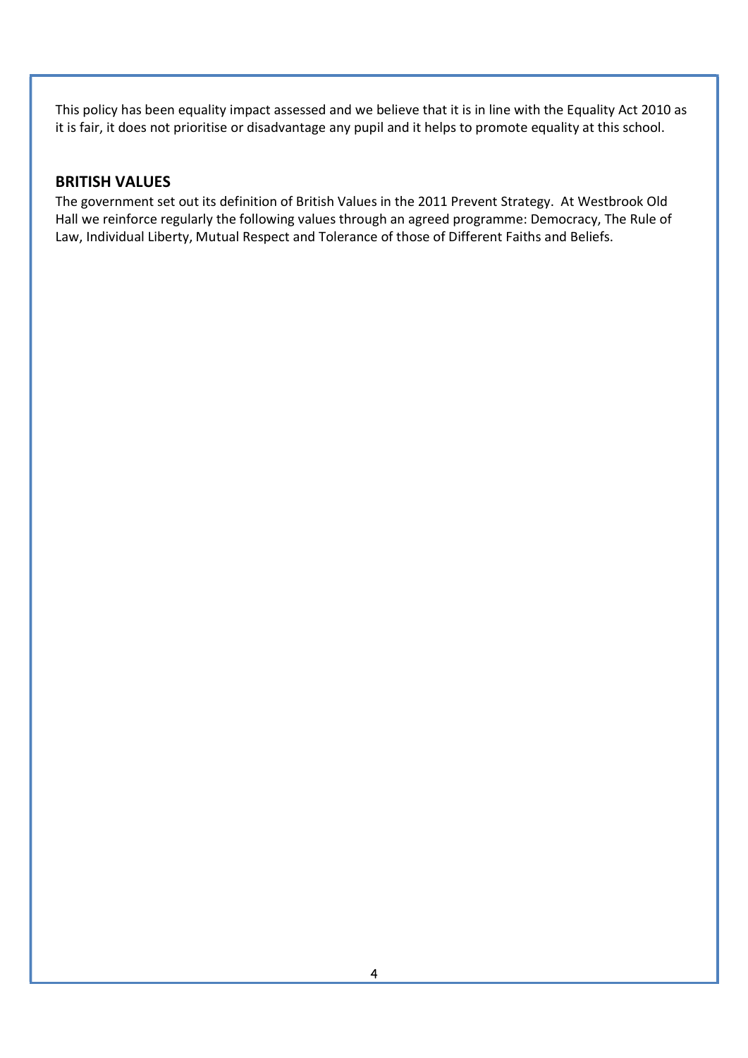This policy has been equality impact assessed and we believe that it is in line with the Equality Act 2010 as it is fair, it does not prioritise or disadvantage any pupil and it helps to promote equality at this school.

## BRITISH VALUES

The government set out its definition of British Values in the 2011 Prevent Strategy. At Westbrook Old Hall we reinforce regularly the following values through an agreed programme: Democracy, The Rule of Law, Individual Liberty, Mutual Respect and Tolerance of those of Different Faiths and Beliefs.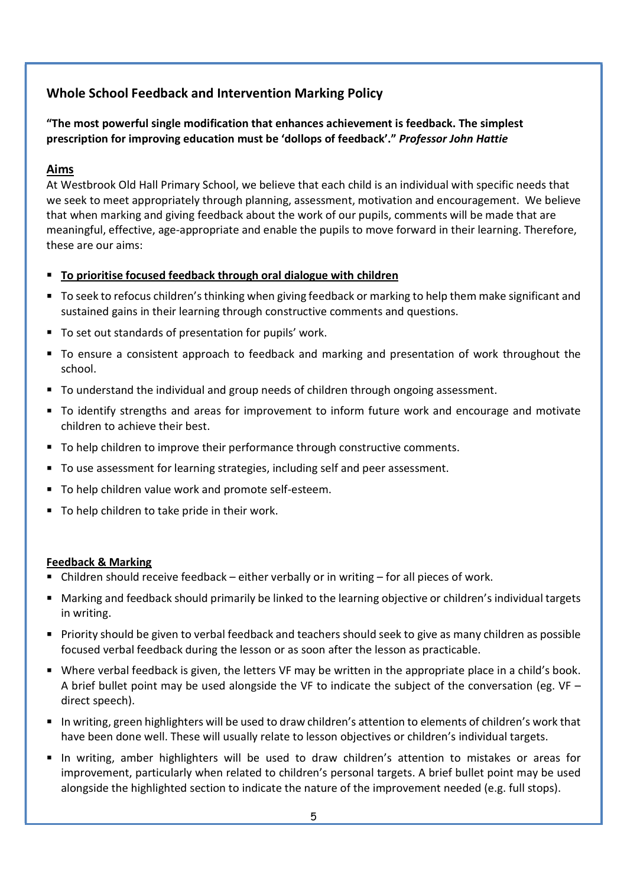## Whole School Feedback and Intervention Marking Policy

**"The most powerful single modification that enhances achievement is feedback. The simplest prescription for improving education must be 'dollops of feedback'."** ***Professor John Hattie***

### Aims

At Westbrook Old Hall Primary School, we believe that each child is an individual with specific needs that we seek to meet appropriately through planning, assessment, motivation and encouragement. We believe that when marking and giving feedback about the work of our pupils, comments will be made that are meaningful, effective, age-appropriate and enable the pupils to move forward in their learning. Therefore, these are our aims:

- **To prioritise focused feedback through oral dialogue with children**
- To seek to refocus children's thinking when giving feedback or marking to help them make significant and sustained gains in their learning through constructive comments and questions.
- To set out standards of presentation for pupils' work.
- To ensure a consistent approach to feedback and marking and presentation of work throughout the school.
- To understand the individual and group needs of children through ongoing assessment.
- To identify strengths and areas for improvement to inform future work and encourage and motivate children to achieve their best.
- To help children to improve their performance through constructive comments.
- To use assessment for learning strategies, including self and peer assessment.
- To help children value work and promote self-esteem.
- To help children to take pride in their work.

### Feedback & Marking

- Children should receive feedback – either verbally or in writing – for all pieces of work.
- Marking and feedback should primarily be linked to the learning objective or children's individual targets in writing.
- Priority should be given to verbal feedback and teachers should seek to give as many children as possible focused verbal feedback during the lesson or as soon after the lesson as practicable.
- Where verbal feedback is given, the letters VF may be written in the appropriate place in a child's book. A brief bullet point may be used alongside the VF to indicate the subject of the conversation (eg. VF – direct speech).
- In writing, green highlighters will be used to draw children's attention to elements of children's work that have been done well. These will usually relate to lesson objectives or children's individual targets.
- In writing, amber highlighters will be used to draw children's attention to mistakes or areas for improvement, particularly when related to children's personal targets. A brief bullet point may be used alongside the highlighted section to indicate the nature of the improvement needed (e.g. full stops).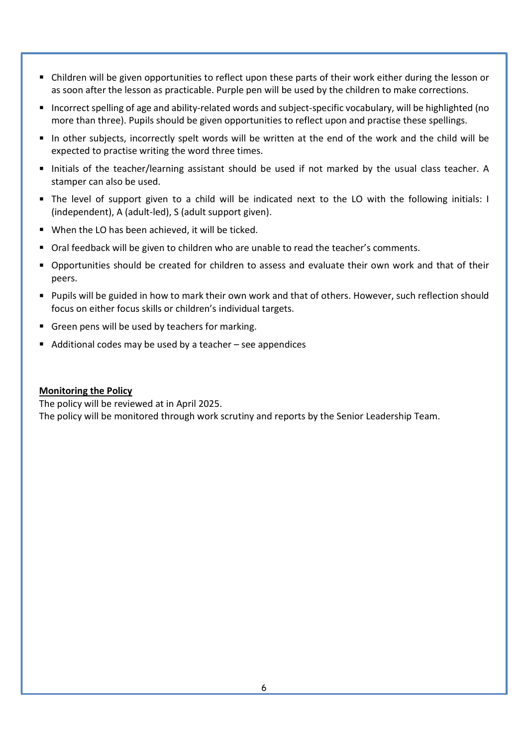- Children will be given opportunities to reflect upon these parts of their work either during the lesson or as soon after the lesson as practicable. Purple pen will be used by the children to make corrections.
- Incorrect spelling of age and ability-related words and subject-specific vocabulary, will be highlighted (no more than three). Pupils should be given opportunities to reflect upon and practise these spellings.
- In other subjects, incorrectly spelt words will be written at the end of the work and the child will be expected to practise writing the word three times.
- Initials of the teacher/learning assistant should be used if not marked by the usual class teacher. A stamper can also be used.
- The level of support given to a child will be indicated next to the LO with the following initials: I (independent), A (adult-led), S (adult support given).
- When the LO has been achieved, it will be ticked.
- Oral feedback will be given to children who are unable to read the teacher's comments.
- Opportunities should be created for children to assess and evaluate their own work and that of their peers.
- Pupils will be guided in how to mark their own work and that of others. However, such reflection should focus on either focus skills or children's individual targets.
- Green pens will be used by teachers for marking.
- Additional codes may be used by a teacher – see appendices

**Monitoring the Policy**

The policy will be reviewed at in April 2025.
The policy will be monitored through work scrutiny and reports by the Senior Leadership Team.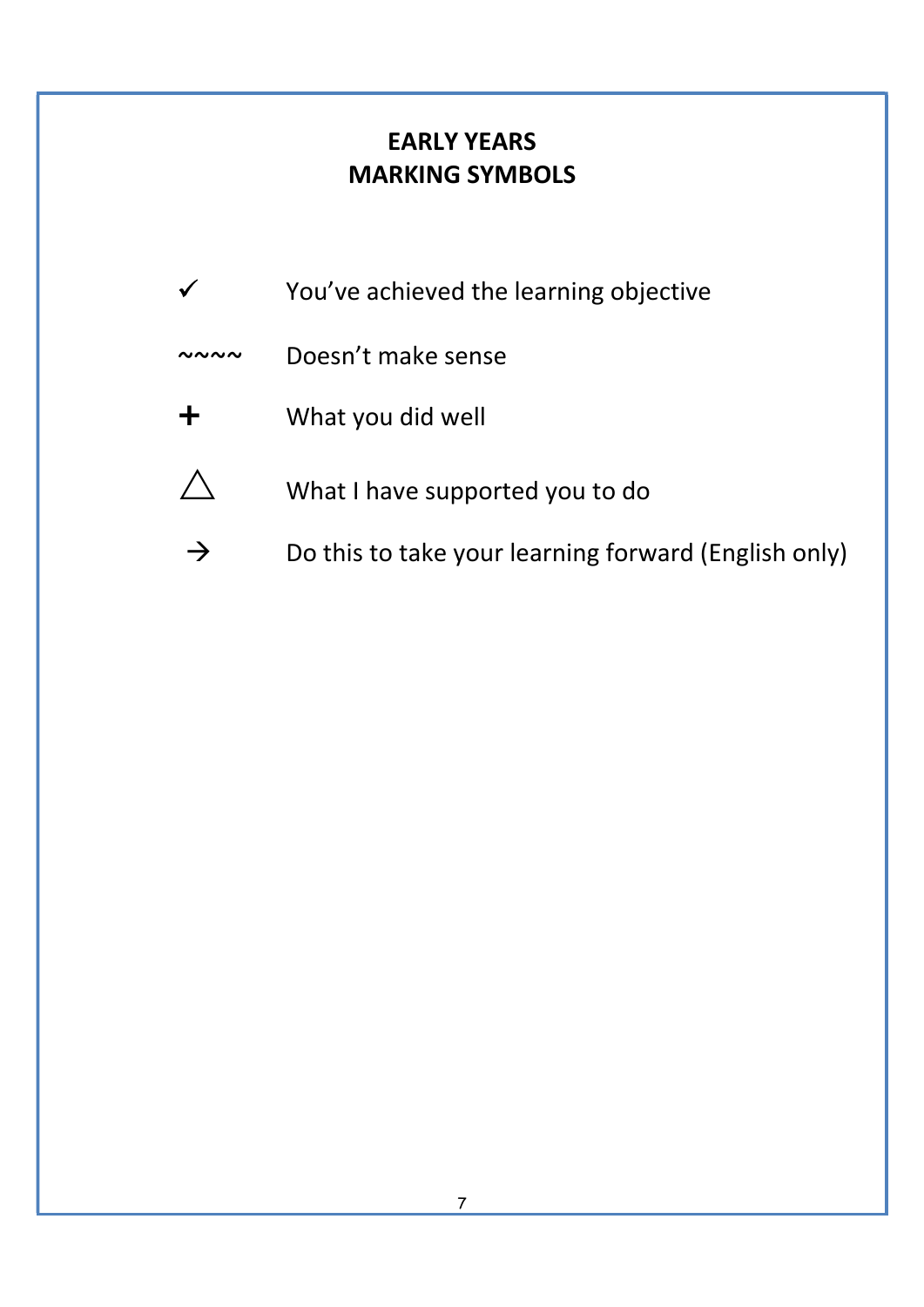# EARLY YEARS
# MARKING SYMBOLS

| Symbol | Meaning |
| --- | --- |
| ✓ | You've achieved the learning objective |
| ~~~~ | Doesn't make sense |
| + | What you did well |
| △ | What I have supported you to do |
| → | Do this to take your learning forward (English only) |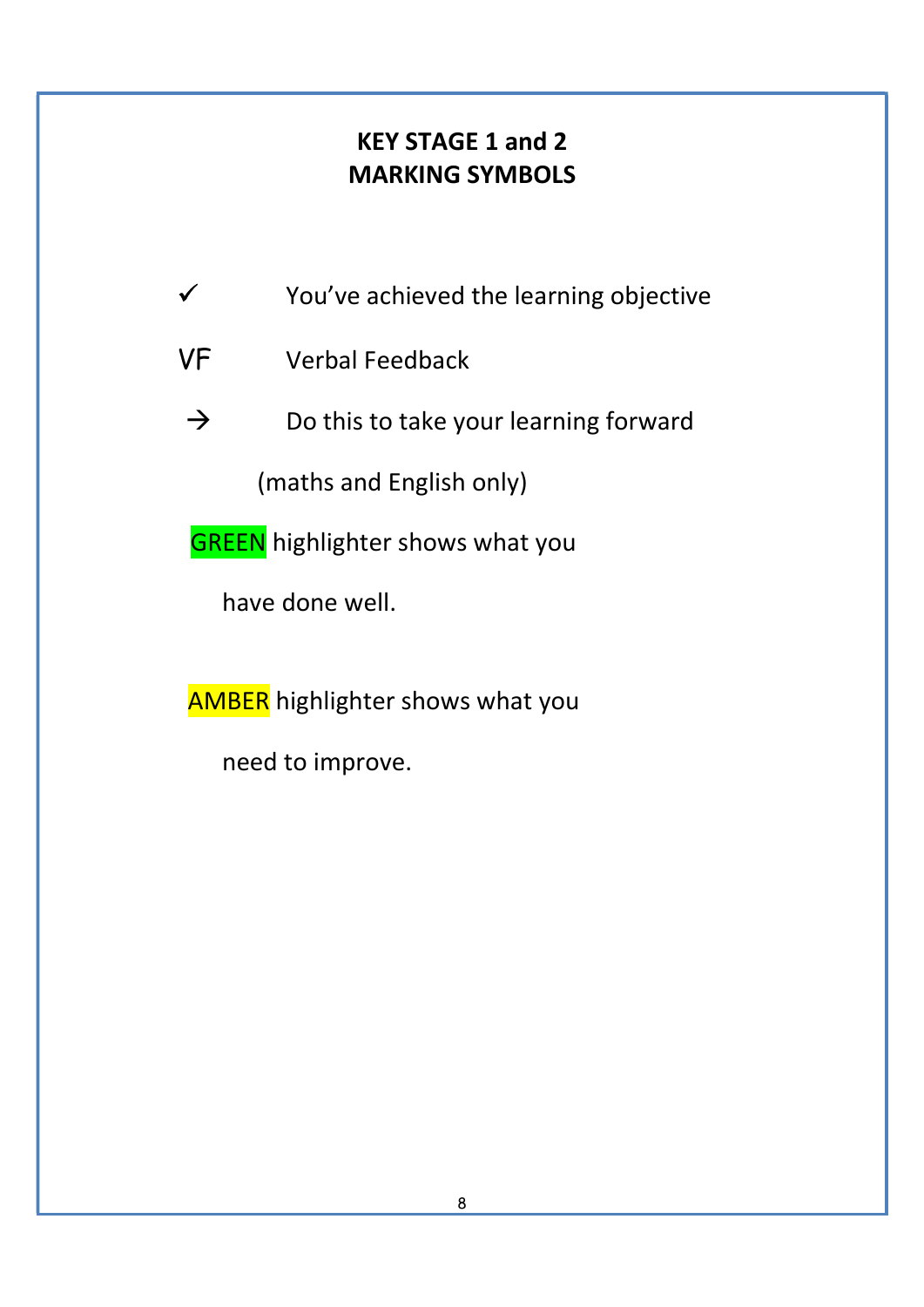# KEY STAGE 1 and 2
# MARKING SYMBOLS

✓ You've achieved the learning objective

VF Verbal Feedback

→ Do this to take your learning forward

(maths and English only)

GREEN highlighter shows what you have done well.

AMBER highlighter shows what you need to improve.